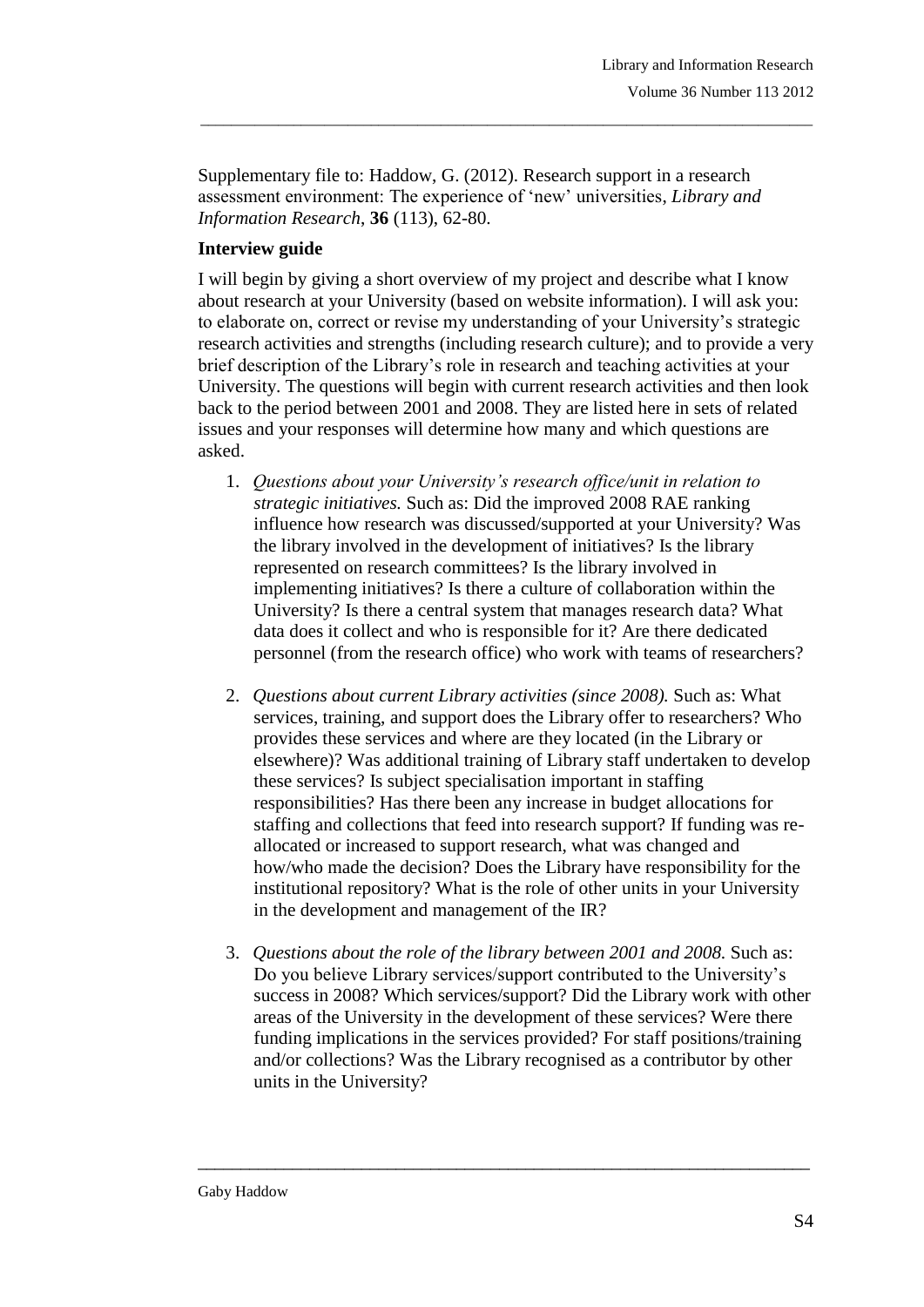Supplementary file to: Haddow, G. (2012). Research support in a research assessment environment: The experience of 'new' universities, *Library and Information Research*, **36** (113), 62-80.

**Interview guide**

I will begin by giving a short overview of my project and describe what I know about research at your University (based on website information). I will ask you: to elaborate on, correct or revise my understanding of your University's strategic research activities and strengths (including research culture); and to provide a very brief description of the Library's role in research and teaching activities at your University. The questions will begin with current research activities and then look back to the period between 2001 and 2008. They are listed here in sets of related issues and your responses will determine how many and which questions are asked.

1. *Questions about your University's research office/unit in relation to strategic initiatives.* Such as: Did the improved 2008 RAE ranking influence how research was discussed/supported at your University? Was the library involved in the development of initiatives? Is the library represented on research committees? Is the library involved in implementing initiatives? Is there a culture of collaboration within the University? Is there a central system that manages research data? What data does it collect and who is responsible for it? Are there dedicated personnel (from the research office) who work with teams of researchers?

2. *Questions about current Library activities (since 2008).* Such as: What services, training, and support does the Library offer to researchers? Who provides these services and where are they located (in the Library or elsewhere)? Was additional training of Library staff undertaken to develop these services? Is subject specialisation important in staffing responsibilities? Has there been any increase in budget allocations for staffing and collections that feed into research support? If funding was re-allocated or increased to support research, what was changed and how/who made the decision? Does the Library have responsibility for the institutional repository? What is the role of other units in your University in the development and management of the IR?

3. *Questions about the role of the library between 2001 and 2008.* Such as: Do you believe Library services/support contributed to the University's success in 2008? Which services/support? Did the Library work with other areas of the University in the development of these services? Were there funding implications in the services provided? For staff positions/training and/or collections? Was the Library recognised as a contributor by other units in the University?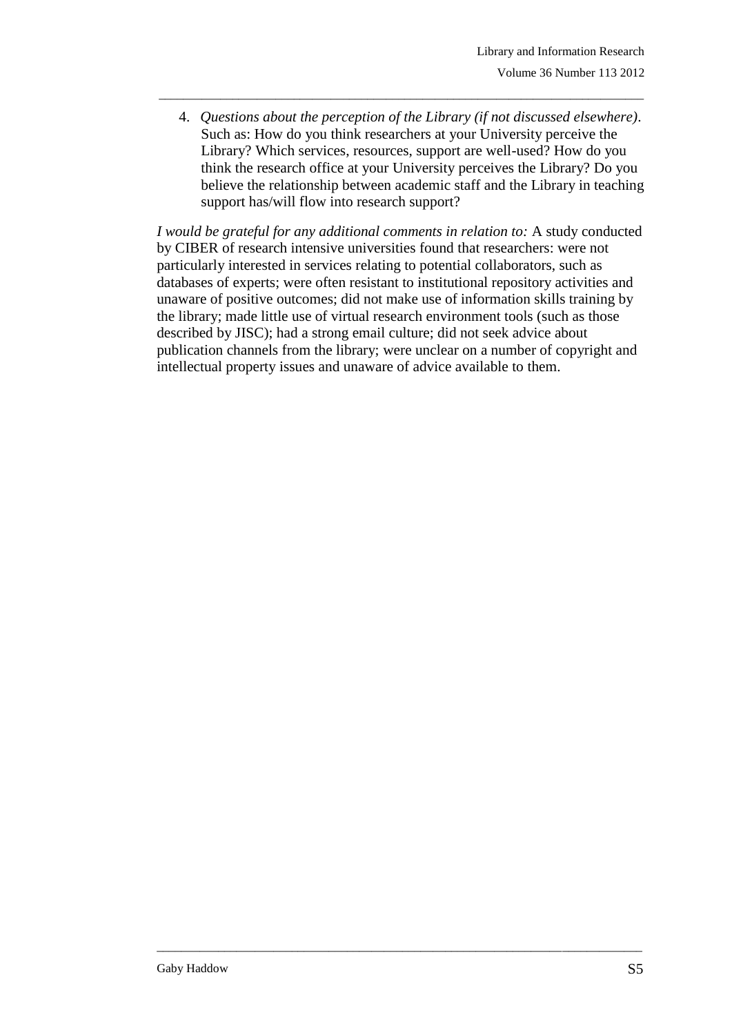4. *Questions about the perception of the Library (if not discussed elsewhere)*. Such as: How do you think researchers at your University perceive the Library? Which services, resources, support are well-used? How do you think the research office at your University perceives the Library? Do you believe the relationship between academic staff and the Library in teaching support has/will flow into research support?

*I would be grateful for any additional comments in relation to:* A study conducted by CIBER of research intensive universities found that researchers: were not particularly interested in services relating to potential collaborators, such as databases of experts; were often resistant to institutional repository activities and unaware of positive outcomes; did not make use of information skills training by the library; made little use of virtual research environment tools (such as those described by JISC); had a strong email culture; did not seek advice about publication channels from the library; were unclear on a number of copyright and intellectual property issues and unaware of advice available to them.